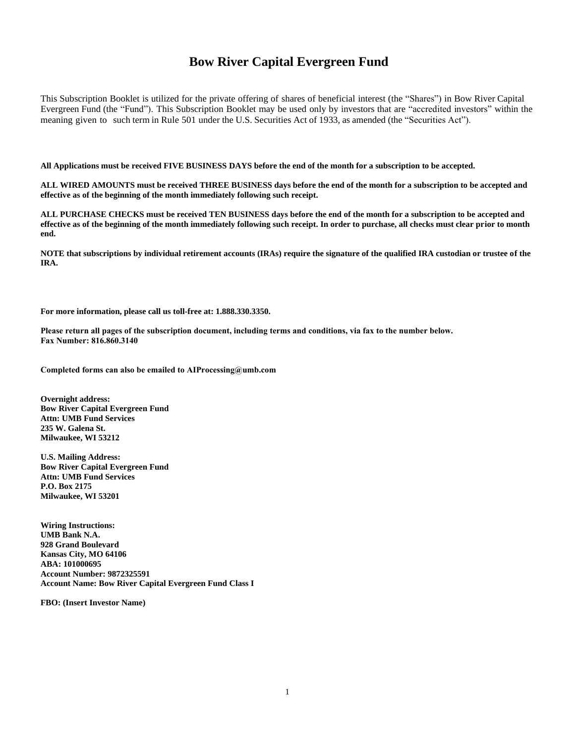# Bow River Capital Evergreen Fund

This Subscription Booklet is utilized for the private offering of shares of beneficial interest (the "Shares") in Bow River Capital Evergreen Fund (the "Fund"). This Subscription Booklet may be used only by investors that are "accredited investors" within the meaning given to such term in Rule 501 under the U.S. Securities Act of 1933, as amended (the "Securities Act").

**All Applications must be received FIVE BUSINESS DAYS before the end of the month for a subscription to be accepted.**

**ALL WIRED AMOUNTS must be received THREE BUSINESS days before the end of the month for a subscription to be accepted and effective as of the beginning of the month immediately following such receipt.**

**ALL PURCHASE CHECKS must be received TEN BUSINESS days before the end of the month for a subscription to be accepted and effective as of the beginning of the month immediately following such receipt. In order to purchase, all checks must clear prior to month end.**

**NOTE that subscriptions by individual retirement accounts (IRAs) require the signature of the qualified IRA custodian or trustee of the IRA.**

**For more information, please call us toll-free at: 1.888.330.3350.**

**Please return all pages of the subscription document, including terms and conditions, via fax to the number below.**
**Fax Number: 816.860.3140**

**Completed forms can also be emailed to AIProcessing@umb.com**

**Overnight address:**
**Bow River Capital Evergreen Fund**
**Attn: UMB Fund Services**
**235 W. Galena St.**
**Milwaukee, WI 53212**

**U.S. Mailing Address:**
**Bow River Capital Evergreen Fund**
**Attn: UMB Fund Services**
**P.O. Box 2175**
**Milwaukee, WI 53201**

**Wiring Instructions:**
**UMB Bank N.A.**
**928 Grand Boulevard**
**Kansas City, MO 64106**
**ABA: 101000695**
**Account Number: 9872325591**
**Account Name: Bow River Capital Evergreen Fund Class I**

**FBO: (Insert Investor Name)**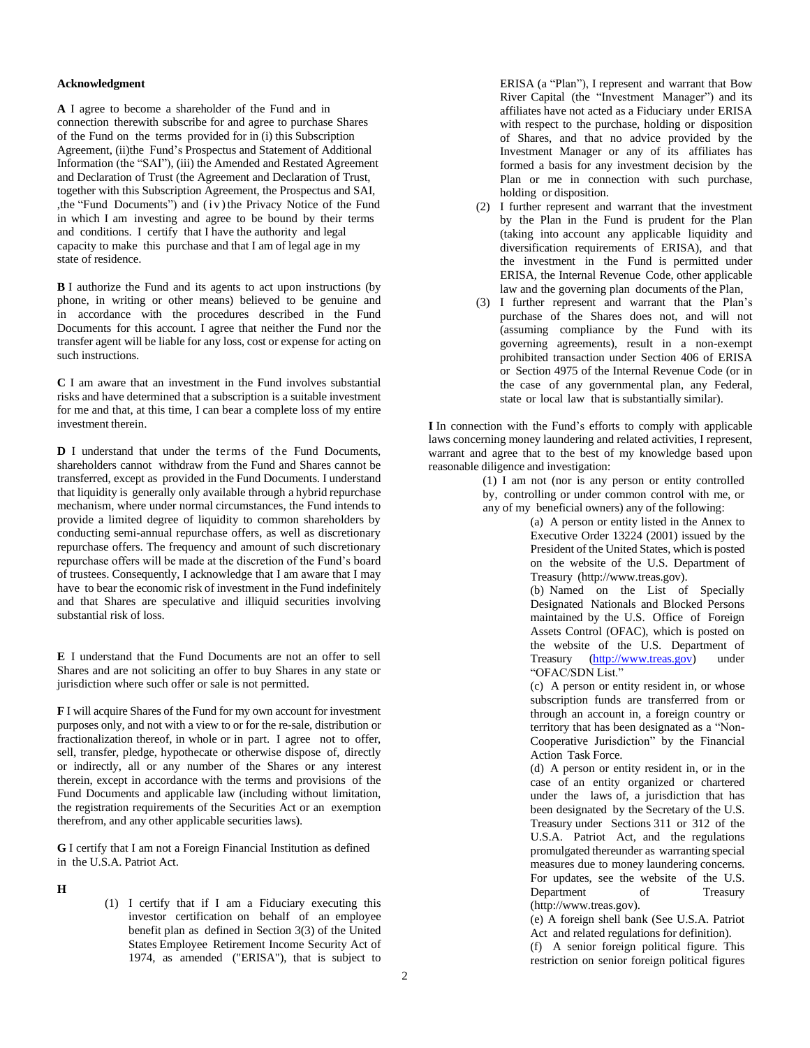**Acknowledgment**

**A** I agree to become a shareholder of the Fund and in connection therewith subscribe for and agree to purchase Shares of the Fund on the terms provided for in (i) this Subscription Agreement, (ii)the Fund's Prospectus and Statement of Additional Information (the "SAI"), (iii) the Amended and Restated Agreement and Declaration of Trust (the Agreement and Declaration of Trust, together with this Subscription Agreement, the Prospectus and SAI, ,the "Fund Documents") and (iv) the Privacy Notice of the Fund in which I am investing and agree to be bound by their terms and conditions. I certify that I have the authority and legal capacity to make this purchase and that I am of legal age in my state of residence.

**B** I authorize the Fund and its agents to act upon instructions (by phone, in writing or other means) believed to be genuine and in accordance with the procedures described in the Fund Documents for this account. I agree that neither the Fund nor the transfer agent will be liable for any loss, cost or expense for acting on such instructions.

**C** I am aware that an investment in the Fund involves substantial risks and have determined that a subscription is a suitable investment for me and that, at this time, I can bear a complete loss of my entire investment therein.

**D** I understand that under the terms of the Fund Documents, shareholders cannot withdraw from the Fund and Shares cannot be transferred, except as provided in the Fund Documents. I understand that liquidity is generally only available through a hybrid repurchase mechanism, where under normal circumstances, the Fund intends to provide a limited degree of liquidity to common shareholders by conducting semi-annual repurchase offers, as well as discretionary repurchase offers. The frequency and amount of such discretionary repurchase offers will be made at the discretion of the Fund's board of trustees. Consequently, I acknowledge that I am aware that I may have to bear the economic risk of investment in the Fund indefinitely and that Shares are speculative and illiquid securities involving substantial risk of loss.

**E** I understand that the Fund Documents are not an offer to sell Shares and are not soliciting an offer to buy Shares in any state or jurisdiction where such offer or sale is not permitted.

**F** I will acquire Shares of the Fund for my own account for investment purposes only, and not with a view to or for the re-sale, distribution or fractionalization thereof, in whole or in part. I agree not to offer, sell, transfer, pledge, hypothecate or otherwise dispose of, directly or indirectly, all or any number of the Shares or any interest therein, except in accordance with the terms and provisions of the Fund Documents and applicable law (including without limitation, the registration requirements of the Securities Act or an exemption therefrom, and any other applicable securities laws).

**G** I certify that I am not a Foreign Financial Institution as defined in the U.S.A. Patriot Act.

**H**

(1) I certify that if I am a Fiduciary executing this investor certification on behalf of an employee benefit plan as defined in Section 3(3) of the United States Employee Retirement Income Security Act of 1974, as amended ("ERISA"), that is subject to ERISA (a "Plan"), I represent and warrant that Bow River Capital (the "Investment Manager") and its affiliates have not acted as a Fiduciary under ERISA with respect to the purchase, holding or disposition of Shares, and that no advice provided by the Investment Manager or any of its affiliates has formed a basis for any investment decision by the Plan or me in connection with such purchase, holding or disposition.

(2) I further represent and warrant that the investment by the Plan in the Fund is prudent for the Plan (taking into account any applicable liquidity and diversification requirements of ERISA), and that the investment in the Fund is permitted under ERISA, the Internal Revenue Code, other applicable law and the governing plan documents of the Plan,

(3) I further represent and warrant that the Plan's purchase of the Shares does not, and will not (assuming compliance by the Fund with its governing agreements), result in a non-exempt prohibited transaction under Section 406 of ERISA or Section 4975 of the Internal Revenue Code (or in the case of any governmental plan, any Federal, state or local law that is substantially similar).

**I** In connection with the Fund's efforts to comply with applicable laws concerning money laundering and related activities, I represent, warrant and agree that to the best of my knowledge based upon reasonable diligence and investigation:

(1) I am not (nor is any person or entity controlled by, controlling or under common control with me, or any of my beneficial owners) any of the following:

(a) A person or entity listed in the Annex to Executive Order 13224 (2001) issued by the President of the United States, which is posted on the website of the U.S. Department of Treasury (http://www.treas.gov).

(b) Named on the List of Specially Designated Nationals and Blocked Persons maintained by the U.S. Office of Foreign Assets Control (OFAC), which is posted on the website of the U.S. Department of Treasury (http://www.treas.gov) under "OFAC/SDN List."

(c) A person or entity resident in, or whose subscription funds are transferred from or through an account in, a foreign country or territory that has been designated as a "Non-Cooperative Jurisdiction" by the Financial Action Task Force.

(d) A person or entity resident in, or in the case of an entity organized or chartered under the laws of, a jurisdiction that has been designated by the Secretary of the U.S. Treasury under Sections 311 or 312 of the U.S.A. Patriot Act, and the regulations promulgated thereunder as warranting special measures due to money laundering concerns. For updates, see the website of the U.S. Department of Treasury (http://www.treas.gov).

(e) A foreign shell bank (See U.S.A. Patriot Act and related regulations for definition).

(f) A senior foreign political figure. This restriction on senior foreign political figures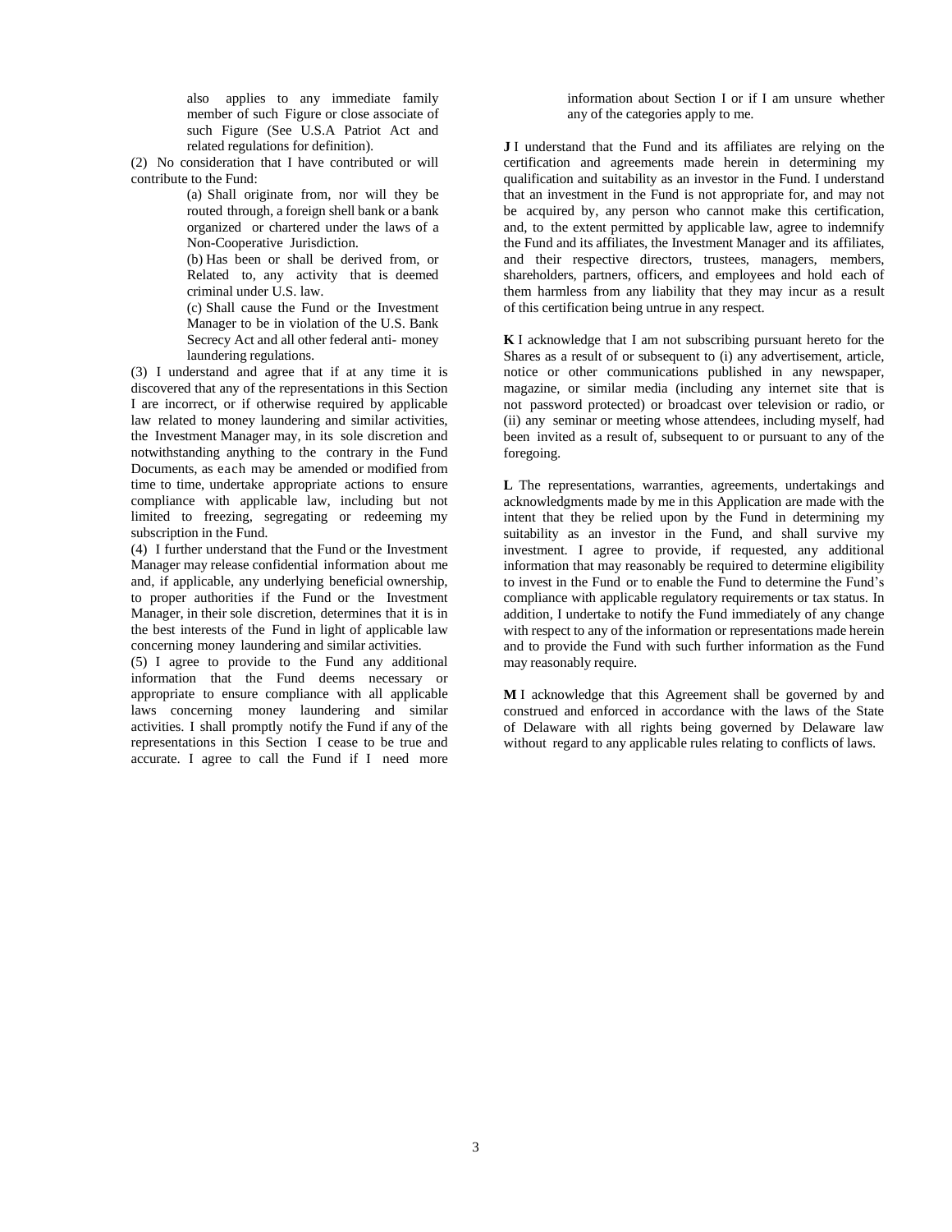also applies to any immediate family member of such Figure or close associate of such Figure (See U.S.A Patriot Act and related regulations for definition).

(2) No consideration that I have contributed or will contribute to the Fund:

(a) Shall originate from, nor will they be routed through, a foreign shell bank or a bank organized or chartered under the laws of a Non-Cooperative Jurisdiction.

(b) Has been or shall be derived from, or Related to, any activity that is deemed criminal under U.S. law.

(c) Shall cause the Fund or the Investment Manager to be in violation of the U.S. Bank Secrecy Act and all other federal anti- money laundering regulations.

(3) I understand and agree that if at any time it is discovered that any of the representations in this Section I are incorrect, or if otherwise required by applicable law related to money laundering and similar activities, the Investment Manager may, in its sole discretion and notwithstanding anything to the contrary in the Fund Documents, as each may be amended or modified from time to time, undertake appropriate actions to ensure compliance with applicable law, including but not limited to freezing, segregating or redeeming my subscription in the Fund.

(4) I further understand that the Fund or the Investment Manager may release confidential information about me and, if applicable, any underlying beneficial ownership, to proper authorities if the Fund or the Investment Manager, in their sole discretion, determines that it is in the best interests of the Fund in light of applicable law concerning money laundering and similar activities.

(5) I agree to provide to the Fund any additional information that the Fund deems necessary or appropriate to ensure compliance with all applicable laws concerning money laundering and similar activities. I shall promptly notify the Fund if any of the representations in this Section I cease to be true and accurate. I agree to call the Fund if I need more information about Section I or if I am unsure whether any of the categories apply to me.

**J** I understand that the Fund and its affiliates are relying on the certification and agreements made herein in determining my qualification and suitability as an investor in the Fund. I understand that an investment in the Fund is not appropriate for, and may not be acquired by, any person who cannot make this certification, and, to the extent permitted by applicable law, agree to indemnify the Fund and its affiliates, the Investment Manager and its affiliates, and their respective directors, trustees, managers, members, shareholders, partners, officers, and employees and hold each of them harmless from any liability that they may incur as a result of this certification being untrue in any respect.

**K** I acknowledge that I am not subscribing pursuant hereto for the Shares as a result of or subsequent to (i) any advertisement, article, notice or other communications published in any newspaper, magazine, or similar media (including any internet site that is not password protected) or broadcast over television or radio, or (ii) any seminar or meeting whose attendees, including myself, had been invited as a result of, subsequent to or pursuant to any of the foregoing.

**L** The representations, warranties, agreements, undertakings and acknowledgments made by me in this Application are made with the intent that they be relied upon by the Fund in determining my suitability as an investor in the Fund, and shall survive my investment. I agree to provide, if requested, any additional information that may reasonably be required to determine eligibility to invest in the Fund or to enable the Fund to determine the Fund's compliance with applicable regulatory requirements or tax status. In addition, I undertake to notify the Fund immediately of any change with respect to any of the information or representations made herein and to provide the Fund with such further information as the Fund may reasonably require.

**M** I acknowledge that this Agreement shall be governed by and construed and enforced in accordance with the laws of the State of Delaware with all rights being governed by Delaware law without regard to any applicable rules relating to conflicts of laws.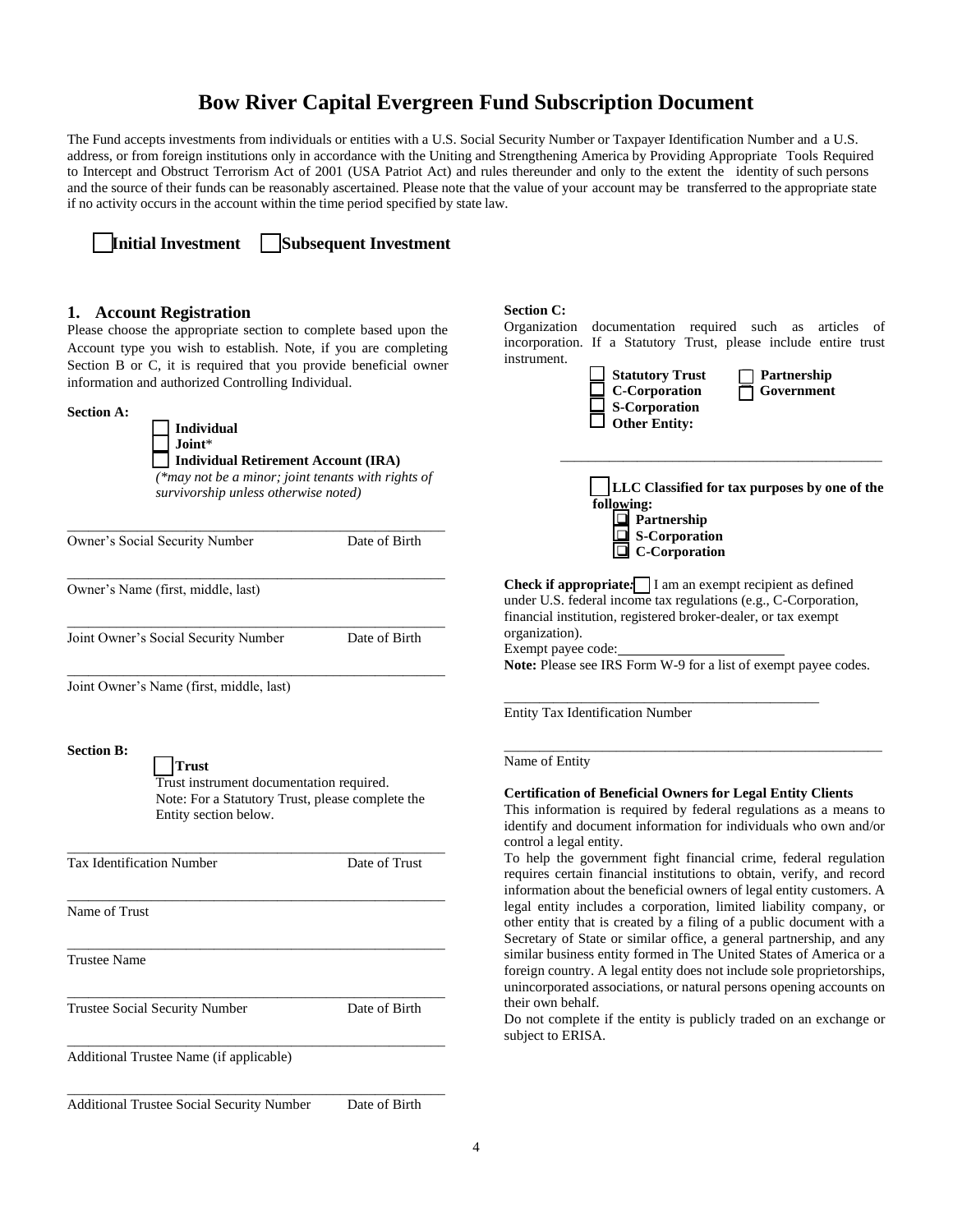# Bow River Capital Evergreen Fund Subscription Document

The Fund accepts investments from individuals or entities with a U.S. Social Security Number or Taxpayer Identification Number and a U.S. address, or from foreign institutions only in accordance with the Uniting and Strengthening America by Providing Appropriate Tools Required to Intercept and Obstruct Terrorism Act of 2001 (USA Patriot Act) and rules thereunder and only to the extent the identity of such persons and the source of their funds can be reasonably ascertained. Please note that the value of your account may be transferred to the appropriate state if no activity occurs in the account within the time period specified by state law.

☐ **Initial Investment** ☐ **Subsequent Investment**

## 1. Account Registration

Please choose the appropriate section to complete based upon the Account type you wish to establish. Note, if you are completing Section B or C, it is required that you provide beneficial owner information and authorized Controlling Individual.

**Section A:**

☐ **Individual**
☐ **Joint***
☐ **Individual Retirement Account (IRA)**

*(*may not be a minor; joint tenants with rights of survivorship unless otherwise noted)*

______________________________________________
Owner's Social Security Number Date of Birth

______________________________________________
Owner's Name (first, middle, last)

______________________________________________
Joint Owner's Social Security Number Date of Birth

______________________________________________
Joint Owner's Name (first, middle, last)

**Section B:**

☐ **Trust**

Trust instrument documentation required.
Note: For a Statutory Trust, please complete the Entity section below.

______________________________________________
Tax Identification Number Date of Trust

______________________________________________
Name of Trust

______________________________________________
Trustee Name

______________________________________________
Trustee Social Security Number Date of Birth

______________________________________________
Additional Trustee Name (if applicable)

______________________________________________
Additional Trustee Social Security Number Date of Birth

**Section C:**

Organization documentation required such as articles of incorporation. If a Statutory Trust, please include entire trust instrument.

☐ **Statutory Trust** ☐ **Partnership**
☐ **C-Corporation** ☐ **Government**
☐ **S-Corporation**
☐ **Other Entity:**

______________________________________________

☐ **LLC Classified for tax purposes by one of the following:**

☐ **Partnership**
☐ **S-Corporation**
☐ **C-Corporation**

**Check if appropriate:** ☐ I am an exempt recipient as defined under U.S. federal income tax regulations (e.g., C-Corporation, financial institution, registered broker-dealer, or tax exempt organization).
Exempt payee code:______________________
**Note:** Please see IRS Form W-9 for a list of exempt payee codes.

______________________________________________
Entity Tax Identification Number

______________________________________________
Name of Entity

**Certification of Beneficial Owners for Legal Entity Clients**

This information is required by federal regulations as a means to identify and document information for individuals who own and/or control a legal entity.

To help the government fight financial crime, federal regulation requires certain financial institutions to obtain, verify, and record information about the beneficial owners of legal entity customers. A legal entity includes a corporation, limited liability company, or other entity that is created by a filing of a public document with a Secretary of State or similar office, a general partnership, and any similar business entity formed in The United States of America or a foreign country. A legal entity does not include sole proprietorships, unincorporated associations, or natural persons opening accounts on their own behalf.

Do not complete if the entity is publicly traded on an exchange or subject to ERISA.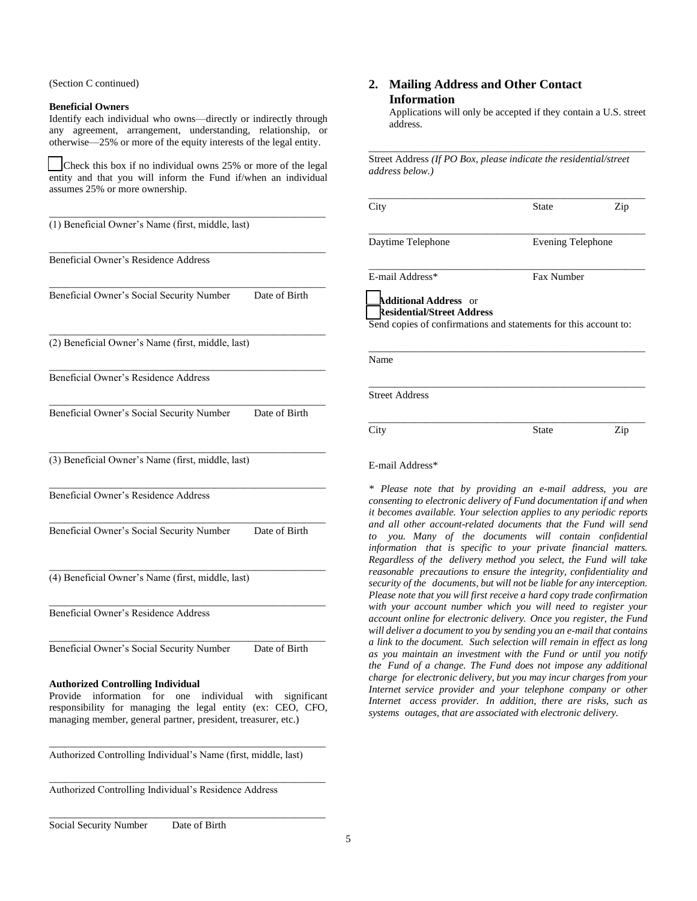(Section C continued)

**Beneficial Owners**

Identify each individual who owns—directly or indirectly through any agreement, arrangement, understanding, relationship, or otherwise—25% or more of the equity interests of the legal entity.

☐ Check this box if no individual owns 25% or more of the legal entity and that you will inform the Fund if/when an individual assumes 25% or more ownership.

\_\_\_\_\_\_\_\_\_\_\_\_\_\_\_\_\_\_\_\_\_\_\_\_\_\_\_\_\_\_\_\_\_\_\_\_\_\_\_\_\_\_\_\_\_\_\_\_\_\_\_\_
(1) Beneficial Owner's Name (first, middle, last)

\_\_\_\_\_\_\_\_\_\_\_\_\_\_\_\_\_\_\_\_\_\_\_\_\_\_\_\_\_\_\_\_\_\_\_\_\_\_\_\_\_\_\_\_\_\_\_\_\_\_\_\_
Beneficial Owner's Residence Address

\_\_\_\_\_\_\_\_\_\_\_\_\_\_\_\_\_\_\_\_\_\_\_\_\_\_\_\_\_\_\_\_\_\_\_\_\_\_\_\_\_\_\_\_\_\_\_\_\_\_\_\_
Beneficial Owner's Social Security Number        Date of Birth

\_\_\_\_\_\_\_\_\_\_\_\_\_\_\_\_\_\_\_\_\_\_\_\_\_\_\_\_\_\_\_\_\_\_\_\_\_\_\_\_\_\_\_\_\_\_\_\_\_\_\_\_
(2) Beneficial Owner's Name (first, middle, last)

\_\_\_\_\_\_\_\_\_\_\_\_\_\_\_\_\_\_\_\_\_\_\_\_\_\_\_\_\_\_\_\_\_\_\_\_\_\_\_\_\_\_\_\_\_\_\_\_\_\_\_\_
Beneficial Owner's Residence Address

\_\_\_\_\_\_\_\_\_\_\_\_\_\_\_\_\_\_\_\_\_\_\_\_\_\_\_\_\_\_\_\_\_\_\_\_\_\_\_\_\_\_\_\_\_\_\_\_\_\_\_\_
Beneficial Owner's Social Security Number        Date of Birth

\_\_\_\_\_\_\_\_\_\_\_\_\_\_\_\_\_\_\_\_\_\_\_\_\_\_\_\_\_\_\_\_\_\_\_\_\_\_\_\_\_\_\_\_\_\_\_\_\_\_\_\_
(3) Beneficial Owner's Name (first, middle, last)

\_\_\_\_\_\_\_\_\_\_\_\_\_\_\_\_\_\_\_\_\_\_\_\_\_\_\_\_\_\_\_\_\_\_\_\_\_\_\_\_\_\_\_\_\_\_\_\_\_\_\_\_
Beneficial Owner's Residence Address

\_\_\_\_\_\_\_\_\_\_\_\_\_\_\_\_\_\_\_\_\_\_\_\_\_\_\_\_\_\_\_\_\_\_\_\_\_\_\_\_\_\_\_\_\_\_\_\_\_\_\_\_
Beneficial Owner's Social Security Number        Date of Birth

\_\_\_\_\_\_\_\_\_\_\_\_\_\_\_\_\_\_\_\_\_\_\_\_\_\_\_\_\_\_\_\_\_\_\_\_\_\_\_\_\_\_\_\_\_\_\_\_\_\_\_\_
(4) Beneficial Owner's Name (first, middle, last)

\_\_\_\_\_\_\_\_\_\_\_\_\_\_\_\_\_\_\_\_\_\_\_\_\_\_\_\_\_\_\_\_\_\_\_\_\_\_\_\_\_\_\_\_\_\_\_\_\_\_\_\_
Beneficial Owner's Residence Address

\_\_\_\_\_\_\_\_\_\_\_\_\_\_\_\_\_\_\_\_\_\_\_\_\_\_\_\_\_\_\_\_\_\_\_\_\_\_\_\_\_\_\_\_\_\_\_\_\_\_\_\_
Beneficial Owner's Social Security Number        Date of Birth

**Authorized Controlling Individual**

Provide information for one individual with significant responsibility for managing the legal entity (ex: CEO, CFO, managing member, general partner, president, treasurer, etc.)

\_\_\_\_\_\_\_\_\_\_\_\_\_\_\_\_\_\_\_\_\_\_\_\_\_\_\_\_\_\_\_\_\_\_\_\_\_\_\_\_\_\_\_\_\_\_\_\_\_\_\_\_
Authorized Controlling Individual's Name (first, middle, last)

\_\_\_\_\_\_\_\_\_\_\_\_\_\_\_\_\_\_\_\_\_\_\_\_\_\_\_\_\_\_\_\_\_\_\_\_\_\_\_\_\_\_\_\_\_\_\_\_\_\_\_\_
Authorized Controlling Individual's Residence Address

\_\_\_\_\_\_\_\_\_\_\_\_\_\_\_\_\_\_\_\_\_\_\_\_\_\_\_\_\_\_\_\_\_\_\_\_\_\_\_\_\_\_\_\_\_\_\_\_\_\_\_\_
Social Security Number        Date of Birth

## 2. Mailing Address and Other Contact Information

Applications will only be accepted if they contain a U.S. street address.

\_\_\_\_\_\_\_\_\_\_\_\_\_\_\_\_\_\_\_\_\_\_\_\_\_\_\_\_\_\_\_\_\_\_\_\_\_\_\_\_\_\_\_\_\_\_\_\_\_\_\_\_
Street Address *(If PO Box, please indicate the residential/street address below.)*

\_\_\_\_\_\_\_\_\_\_\_\_\_\_\_\_\_\_\_\_\_\_\_\_\_\_\_\_\_\_\_\_\_\_\_\_\_\_\_\_\_\_\_\_\_\_\_\_\_\_\_\_
City        State        Zip

\_\_\_\_\_\_\_\_\_\_\_\_\_\_\_\_\_\_\_\_\_\_\_\_\_\_\_\_\_\_\_\_\_\_\_\_\_\_\_\_\_\_\_\_\_\_\_\_\_\_\_\_
Daytime Telephone        Evening Telephone

\_\_\_\_\_\_\_\_\_\_\_\_\_\_\_\_\_\_\_\_\_\_\_\_\_\_\_\_\_\_\_\_\_\_\_\_\_\_\_\_\_\_\_\_\_\_\_\_\_\_\_\_
E-mail Address*        Fax Number

☐ **Additional Address** or
☐ **Residential/Street Address**

Send copies of confirmations and statements for this account to:

\_\_\_\_\_\_\_\_\_\_\_\_\_\_\_\_\_\_\_\_\_\_\_\_\_\_\_\_\_\_\_\_\_\_\_\_\_\_\_\_\_\_\_\_\_\_\_\_\_\_\_\_
Name

\_\_\_\_\_\_\_\_\_\_\_\_\_\_\_\_\_\_\_\_\_\_\_\_\_\_\_\_\_\_\_\_\_\_\_\_\_\_\_\_\_\_\_\_\_\_\_\_\_\_\_\_
Street Address

\_\_\_\_\_\_\_\_\_\_\_\_\_\_\_\_\_\_\_\_\_\_\_\_\_\_\_\_\_\_\_\_\_\_\_\_\_\_\_\_\_\_\_\_\_\_\_\_\_\_\_\_
City        State        Zip

E-mail Address*

*\* Please note that by providing an e-mail address, you are consenting to electronic delivery of Fund documentation if and when it becomes available. Your selection applies to any periodic reports and all other account-related documents that the Fund will send to you. Many of the documents will contain confidential information that is specific to your private financial matters. Regardless of the delivery method you select, the Fund will take reasonable precautions to ensure the integrity, confidentiality and security of the documents, but will not be liable for any interception. Please note that you will first receive a hard copy trade confirmation with your account number which you will need to register your account online for electronic delivery. Once you register, the Fund will deliver a document to you by sending you an e-mail that contains a link to the document. Such selection will remain in effect as long as you maintain an investment with the Fund or until you notify the Fund of a change. The Fund does not impose any additional charge for electronic delivery, but you may incur charges from your Internet service provider and your telephone company or other Internet access provider. In addition, there are risks, such as systems outages, that are associated with electronic delivery.*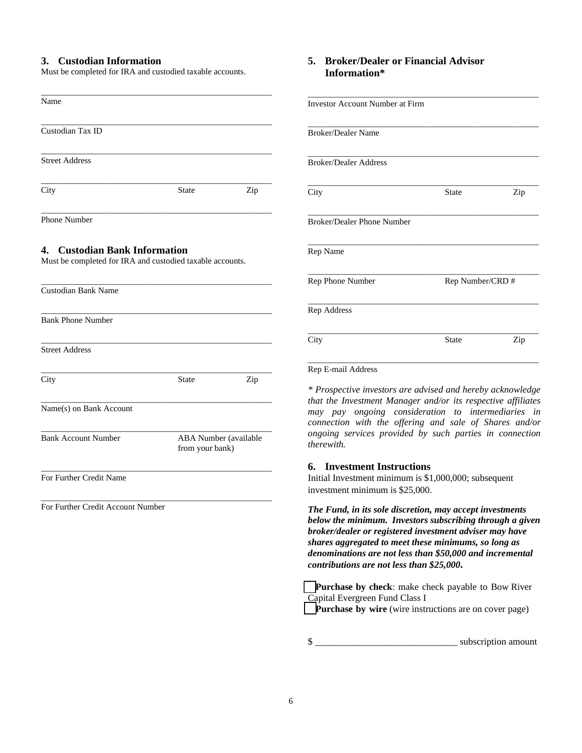## 3. Custodian Information

Must be completed for IRA and custodied taxable accounts.

\_\_\_\_\_\_\_\_\_\_\_\_\_\_\_\_\_\_\_\_\_\_\_\_\_\_\_\_\_\_\_\_\_\_\_\_\_\_\_\_\_\_\_\_\_\_\_\_\_\_
Name

\_\_\_\_\_\_\_\_\_\_\_\_\_\_\_\_\_\_\_\_\_\_\_\_\_\_\_\_\_\_\_\_\_\_\_\_\_\_\_\_\_\_\_\_\_\_\_\_\_\_
Custodian Tax ID

\_\_\_\_\_\_\_\_\_\_\_\_\_\_\_\_\_\_\_\_\_\_\_\_\_\_\_\_\_\_\_\_\_\_\_\_\_\_\_\_\_\_\_\_\_\_\_\_\_\_
Street Address

\_\_\_\_\_\_\_\_\_\_\_\_\_\_\_\_\_\_\_\_\_\_\_\_\_\_\_\_\_\_\_\_\_\_\_\_\_\_\_\_\_\_\_\_\_\_\_\_\_\_
City State Zip

\_\_\_\_\_\_\_\_\_\_\_\_\_\_\_\_\_\_\_\_\_\_\_\_\_\_\_\_\_\_\_\_\_\_\_\_\_\_\_\_\_\_\_\_\_\_\_\_\_\_
Phone Number

## 4. Custodian Bank Information

Must be completed for IRA and custodied taxable accounts.

\_\_\_\_\_\_\_\_\_\_\_\_\_\_\_\_\_\_\_\_\_\_\_\_\_\_\_\_\_\_\_\_\_\_\_\_\_\_\_\_\_\_\_\_\_\_\_\_\_\_
Custodian Bank Name

\_\_\_\_\_\_\_\_\_\_\_\_\_\_\_\_\_\_\_\_\_\_\_\_\_\_\_\_\_\_\_\_\_\_\_\_\_\_\_\_\_\_\_\_\_\_\_\_\_\_
Bank Phone Number

\_\_\_\_\_\_\_\_\_\_\_\_\_\_\_\_\_\_\_\_\_\_\_\_\_\_\_\_\_\_\_\_\_\_\_\_\_\_\_\_\_\_\_\_\_\_\_\_\_\_
Street Address

\_\_\_\_\_\_\_\_\_\_\_\_\_\_\_\_\_\_\_\_\_\_\_\_\_\_\_\_\_\_\_\_\_\_\_\_\_\_\_\_\_\_\_\_\_\_\_\_\_\_
City State Zip

\_\_\_\_\_\_\_\_\_\_\_\_\_\_\_\_\_\_\_\_\_\_\_\_\_\_\_\_\_\_\_\_\_\_\_\_\_\_\_\_\_\_\_\_\_\_\_\_\_\_
Name(s) on Bank Account

\_\_\_\_\_\_\_\_\_\_\_\_\_\_\_\_\_\_\_\_\_\_\_\_\_\_\_\_\_\_\_\_\_\_\_\_\_\_\_\_\_\_\_\_\_\_\_\_\_\_
Bank Account Number ABA Number (available from your bank)

\_\_\_\_\_\_\_\_\_\_\_\_\_\_\_\_\_\_\_\_\_\_\_\_\_\_\_\_\_\_\_\_\_\_\_\_\_\_\_\_\_\_\_\_\_\_\_\_\_\_
For Further Credit Name

\_\_\_\_\_\_\_\_\_\_\_\_\_\_\_\_\_\_\_\_\_\_\_\_\_\_\_\_\_\_\_\_\_\_\_\_\_\_\_\_\_\_\_\_\_\_\_\_\_\_
For Further Credit Account Number

## 5. Broker/Dealer or Financial Advisor Information*

\_\_\_\_\_\_\_\_\_\_\_\_\_\_\_\_\_\_\_\_\_\_\_\_\_\_\_\_\_\_\_\_\_\_\_\_\_\_\_\_\_\_\_\_\_\_\_\_\_\_
Investor Account Number at Firm

\_\_\_\_\_\_\_\_\_\_\_\_\_\_\_\_\_\_\_\_\_\_\_\_\_\_\_\_\_\_\_\_\_\_\_\_\_\_\_\_\_\_\_\_\_\_\_\_\_\_
Broker/Dealer Name

\_\_\_\_\_\_\_\_\_\_\_\_\_\_\_\_\_\_\_\_\_\_\_\_\_\_\_\_\_\_\_\_\_\_\_\_\_\_\_\_\_\_\_\_\_\_\_\_\_\_
Broker/Dealer Address

\_\_\_\_\_\_\_\_\_\_\_\_\_\_\_\_\_\_\_\_\_\_\_\_\_\_\_\_\_\_\_\_\_\_\_\_\_\_\_\_\_\_\_\_\_\_\_\_\_\_
City State Zip

\_\_\_\_\_\_\_\_\_\_\_\_\_\_\_\_\_\_\_\_\_\_\_\_\_\_\_\_\_\_\_\_\_\_\_\_\_\_\_\_\_\_\_\_\_\_\_\_\_\_
Broker/Dealer Phone Number

\_\_\_\_\_\_\_\_\_\_\_\_\_\_\_\_\_\_\_\_\_\_\_\_\_\_\_\_\_\_\_\_\_\_\_\_\_\_\_\_\_\_\_\_\_\_\_\_\_\_
Rep Name

\_\_\_\_\_\_\_\_\_\_\_\_\_\_\_\_\_\_\_\_\_\_\_\_\_\_\_\_\_\_\_\_\_\_\_\_\_\_\_\_\_\_\_\_\_\_\_\_\_\_
Rep Phone Number Rep Number/CRD #

\_\_\_\_\_\_\_\_\_\_\_\_\_\_\_\_\_\_\_\_\_\_\_\_\_\_\_\_\_\_\_\_\_\_\_\_\_\_\_\_\_\_\_\_\_\_\_\_\_\_
Rep Address

\_\_\_\_\_\_\_\_\_\_\_\_\_\_\_\_\_\_\_\_\_\_\_\_\_\_\_\_\_\_\_\_\_\_\_\_\_\_\_\_\_\_\_\_\_\_\_\_\_\_
City State Zip

\_\_\_\_\_\_\_\_\_\_\_\_\_\_\_\_\_\_\_\_\_\_\_\_\_\_\_\_\_\_\_\_\_\_\_\_\_\_\_\_\_\_\_\_\_\_\_\_\_\_
Rep E-mail Address

*\* Prospective investors are advised and hereby acknowledge that the Investment Manager and/or its respective affiliates may pay ongoing consideration to intermediaries in connection with the offering and sale of Shares and/or ongoing services provided by such parties in connection therewith.*

## 6. Investment Instructions

Initial Investment minimum is $1,000,000; subsequent investment minimum is $25,000.

***The Fund, in its sole discretion, may accept investments below the minimum. Investors subscribing through a given broker/dealer or registered investment adviser may have shares aggregated to meet these minimums, so long as denominations are not less than $50,000 and incremental contributions are not less than $25,000.***

☐ **Purchase by check**: make check payable to Bow River Capital Evergreen Fund Class I

☐ **Purchase by wire** (wire instructions are on cover page)

$ \_\_\_\_\_\_\_\_\_\_\_\_\_\_\_\_\_\_\_\_\_\_\_\_\_\_\_\_\_\_ subscription amount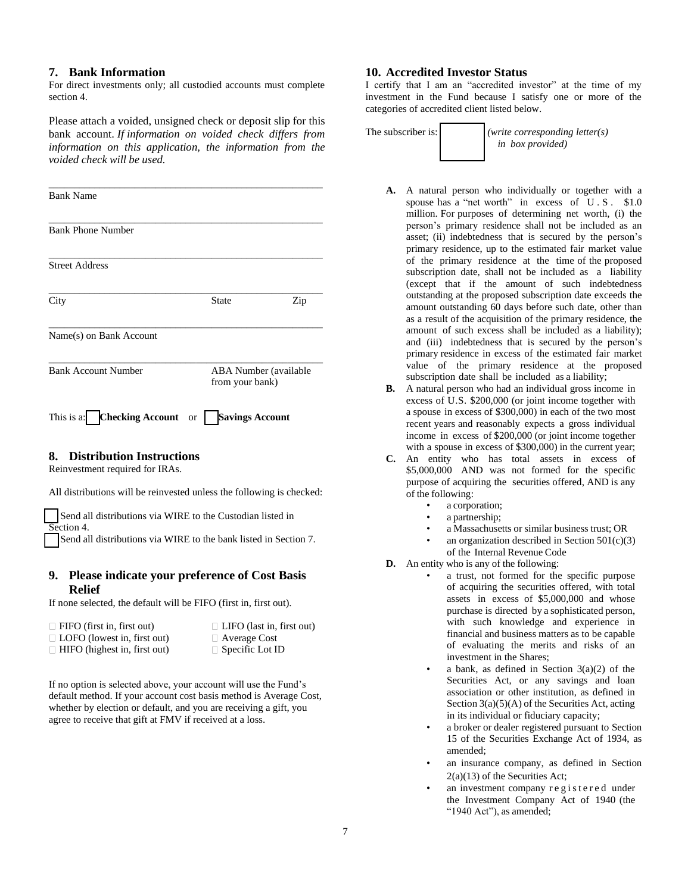## 7. Bank Information

For direct investments only; all custodied accounts must complete section 4.

Please attach a voided, unsigned check or deposit slip for this bank account. *If information on voided check differs from information on this application, the information from the voided check will be used.*

\_\_\_\_\_\_\_\_\_\_\_\_\_\_\_\_\_\_\_\_\_\_\_\_\_\_\_\_\_\_\_\_\_\_\_\_\_\_\_\_\_\_\_\_\_\_\_\_
Bank Name

\_\_\_\_\_\_\_\_\_\_\_\_\_\_\_\_\_\_\_\_\_\_\_\_\_\_\_\_\_\_\_\_\_\_\_\_\_\_\_\_\_\_\_\_\_\_\_\_
Bank Phone Number

\_\_\_\_\_\_\_\_\_\_\_\_\_\_\_\_\_\_\_\_\_\_\_\_\_\_\_\_\_\_\_\_\_\_\_\_\_\_\_\_\_\_\_\_\_\_\_\_
Street Address

\_\_\_\_\_\_\_\_\_\_\_\_\_\_\_\_\_\_\_\_\_\_\_\_\_\_\_\_\_\_\_\_\_\_\_\_\_\_\_\_\_\_\_\_\_\_\_\_
City State Zip

\_\_\_\_\_\_\_\_\_\_\_\_\_\_\_\_\_\_\_\_\_\_\_\_\_\_\_\_\_\_\_\_\_\_\_\_\_\_\_\_\_\_\_\_\_\_\_\_
Name(s) on Bank Account

\_\_\_\_\_\_\_\_\_\_\_\_\_\_\_\_\_\_\_\_\_\_\_\_\_\_\_\_\_\_\_\_\_\_\_\_\_\_\_\_\_\_\_\_\_\_\_\_
Bank Account Number ABA Number (available from your bank)

This is a: ☐ **Checking Account** or ☐ **Savings Account**

## 8. Distribution Instructions

Reinvestment required for IRAs.

All distributions will be reinvested unless the following is checked:

☐ Send all distributions via WIRE to the Custodian listed in Section 4.

☐ Send all distributions via WIRE to the bank listed in Section 7.

## 9. Please indicate your preference of Cost Basis Relief

If none selected, the default will be FIFO (first in, first out).

☐ FIFO (first in, first out) ☐ LIFO (last in, first out)
☐ LOFO (lowest in, first out) ☐ Average Cost
☐ HIFO (highest in, first out) ☐ Specific Lot ID

If no option is selected above, your account will use the Fund's default method. If your account cost basis method is Average Cost, whether by election or default, and you are receiving a gift, you agree to receive that gift at FMV if received at a loss.

## 10. Accredited Investor Status

I certify that I am an "accredited investor" at the time of my investment in the Fund because I satisfy one or more of the categories of accredited client listed below.

The subscriber is: ☐ *(write corresponding letter(s) in box provided)*

**A.** A natural person who individually or together with a spouse has a "net worth" in excess of U.S. $1.0 million. For purposes of determining net worth, (i) the person's primary residence shall not be included as an asset; (ii) indebtedness that is secured by the person's primary residence, up to the estimated fair market value of the primary residence at the time of the proposed subscription date, shall not be included as a liability (except that if the amount of such indebtedness outstanding at the proposed subscription date exceeds the amount outstanding 60 days before such date, other than as a result of the acquisition of the primary residence, the amount of such excess shall be included as a liability); and (iii) indebtedness that is secured by the person's primary residence in excess of the estimated fair market value of the primary residence at the proposed subscription date shall be included as a liability;

**B.** A natural person who had an individual gross income in excess of U.S. $200,000 (or joint income together with a spouse in excess of $300,000) in each of the two most recent years and reasonably expects a gross individual income in excess of $200,000 (or joint income together with a spouse in excess of $300,000) in the current year;

**C.** An entity who has total assets in excess of $5,000,000 AND was not formed for the specific purpose of acquiring the securities offered, AND is any of the following:

- a corporation;
- a partnership;
- a Massachusetts or similar business trust; OR
- an organization described in Section 501(c)(3) of the Internal Revenue Code

**D.** An entity who is any of the following:

- a trust, not formed for the specific purpose of acquiring the securities offered, with total assets in excess of $5,000,000 and whose purchase is directed by a sophisticated person, with such knowledge and experience in financial and business matters as to be capable of evaluating the merits and risks of an investment in the Shares;
- a bank, as defined in Section 3(a)(2) of the Securities Act, or any savings and loan association or other institution, as defined in Section 3(a)(5)(A) of the Securities Act, acting in its individual or fiduciary capacity;
- a broker or dealer registered pursuant to Section 15 of the Securities Exchange Act of 1934, as amended;
- an insurance company, as defined in Section 2(a)(13) of the Securities Act;
- an investment company registered under the Investment Company Act of 1940 (the "1940 Act"), as amended;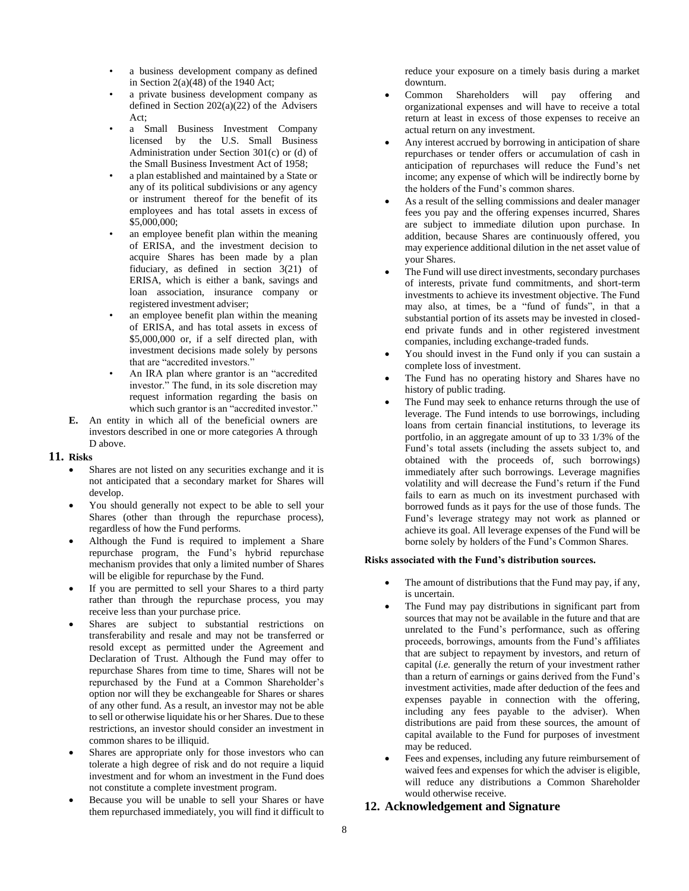- a business development company as defined in Section 2(a)(48) of the 1940 Act;
- a private business development company as defined in Section 202(a)(22) of the Advisers Act;
- a Small Business Investment Company licensed by the U.S. Small Business Administration under Section 301(c) or (d) of the Small Business Investment Act of 1958;
- a plan established and maintained by a State or any of its political subdivisions or any agency or instrument thereof for the benefit of its employees and has total assets in excess of $5,000,000;
- an employee benefit plan within the meaning of ERISA, and the investment decision to acquire Shares has been made by a plan fiduciary, as defined in section 3(21) of ERISA, which is either a bank, savings and loan association, insurance company or registered investment adviser;
- an employee benefit plan within the meaning of ERISA, and has total assets in excess of $5,000,000 or, if a self directed plan, with investment decisions made solely by persons that are "accredited investors."
- An IRA plan where grantor is an "accredited investor." The fund, in its sole discretion may request information regarding the basis on which such grantor is an "accredited investor."

**E.** An entity in which all of the beneficial owners are investors described in one or more categories A through D above.

## 11. Risks

- Shares are not listed on any securities exchange and it is not anticipated that a secondary market for Shares will develop.
- You should generally not expect to be able to sell your Shares (other than through the repurchase process), regardless of how the Fund performs.
- Although the Fund is required to implement a Share repurchase program, the Fund's hybrid repurchase mechanism provides that only a limited number of Shares will be eligible for repurchase by the Fund.
- If you are permitted to sell your Shares to a third party rather than through the repurchase process, you may receive less than your purchase price.
- Shares are subject to substantial restrictions on transferability and resale and may not be transferred or resold except as permitted under the Agreement and Declaration of Trust. Although the Fund may offer to repurchase Shares from time to time, Shares will not be repurchased by the Fund at a Common Shareholder's option nor will they be exchangeable for Shares or shares of any other fund. As a result, an investor may not be able to sell or otherwise liquidate his or her Shares. Due to these restrictions, an investor should consider an investment in common shares to be illiquid.
- Shares are appropriate only for those investors who can tolerate a high degree of risk and do not require a liquid investment and for whom an investment in the Fund does not constitute a complete investment program.
- Because you will be unable to sell your Shares or have them repurchased immediately, you will find it difficult to reduce your exposure on a timely basis during a market downturn.
- Common Shareholders will pay offering and organizational expenses and will have to receive a total return at least in excess of those expenses to receive an actual return on any investment.
- Any interest accrued by borrowing in anticipation of share repurchases or tender offers or accumulation of cash in anticipation of repurchases will reduce the Fund's net income; any expense of which will be indirectly borne by the holders of the Fund's common shares.
- As a result of the selling commissions and dealer manager fees you pay and the offering expenses incurred, Shares are subject to immediate dilution upon purchase. In addition, because Shares are continuously offered, you may experience additional dilution in the net asset value of your Shares.
- The Fund will use direct investments, secondary purchases of interests, private fund commitments, and short-term investments to achieve its investment objective. The Fund may also, at times, be a "fund of funds", in that a substantial portion of its assets may be invested in closed-end private funds and in other registered investment companies, including exchange-traded funds.
- You should invest in the Fund only if you can sustain a complete loss of investment.
- The Fund has no operating history and Shares have no history of public trading.
- The Fund may seek to enhance returns through the use of leverage. The Fund intends to use borrowings, including loans from certain financial institutions, to leverage its portfolio, in an aggregate amount of up to 33 1/3% of the Fund's total assets (including the assets subject to, and obtained with the proceeds of, such borrowings) immediately after such borrowings. Leverage magnifies volatility and will decrease the Fund's return if the Fund fails to earn as much on its investment purchased with borrowed funds as it pays for the use of those funds. The Fund's leverage strategy may not work as planned or achieve its goal. All leverage expenses of the Fund will be borne solely by holders of the Fund's Common Shares.

**Risks associated with the Fund's distribution sources.**

- The amount of distributions that the Fund may pay, if any, is uncertain.
- The Fund may pay distributions in significant part from sources that may not be available in the future and that are unrelated to the Fund's performance, such as offering proceeds, borrowings, amounts from the Fund's affiliates that are subject to repayment by investors, and return of capital (*i.e.* generally the return of your investment rather than a return of earnings or gains derived from the Fund's investment activities, made after deduction of the fees and expenses payable in connection with the offering, including any fees payable to the adviser). When distributions are paid from these sources, the amount of capital available to the Fund for purposes of investment may be reduced.
- Fees and expenses, including any future reimbursement of waived fees and expenses for which the adviser is eligible, will reduce any distributions a Common Shareholder would otherwise receive.

## 12. Acknowledgement and Signature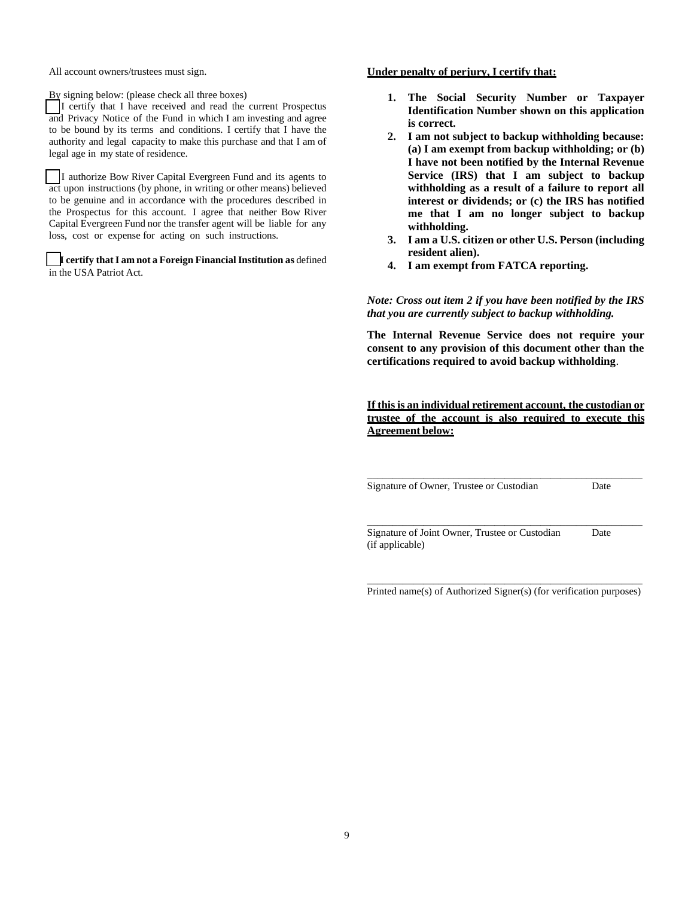All account owners/trustees must sign.

By signing below: (please check all three boxes)

☐ I certify that I have received and read the current Prospectus and Privacy Notice of the Fund in which I am investing and agree to be bound by its terms and conditions. I certify that I have the authority and legal capacity to make this purchase and that I am of legal age in my state of residence.

☐ I authorize Bow River Capital Evergreen Fund and its agents to act upon instructions (by phone, in writing or other means) believed to be genuine and in accordance with the procedures described in the Prospectus for this account. I agree that neither Bow River Capital Evergreen Fund nor the transfer agent will be liable for any loss, cost or expense for acting on such instructions.

☐ **I certify that I am not a Foreign Financial Institution as** defined in the USA Patriot Act.

**Under penalty of perjury, I certify that:**

1. **The Social Security Number or Taxpayer Identification Number shown on this application is correct.**
2. **I am not subject to backup withholding because: (a) I am exempt from backup withholding; or (b) I have not been notified by the Internal Revenue Service (IRS) that I am subject to backup withholding as a result of a failure to report all interest or dividends; or (c) the IRS has notified me that I am no longer subject to backup withholding.**
3. **I am a U.S. citizen or other U.S. Person (including resident alien).**
4. **I am exempt from FATCA reporting.**

***Note: Cross out item 2 if you have been notified by the IRS that you are currently subject to backup withholding.***

**The Internal Revenue Service does not require your consent to any provision of this document other than the certifications required to avoid backup withholding**.

**If this is an individual retirement account, the custodian or trustee of the account is also required to execute this Agreement below:**

\_\_\_\_\_\_\_\_\_\_\_\_\_\_\_\_\_\_\_\_\_\_\_\_\_\_\_\_\_\_\_\_\_\_\_\_\_\_\_\_\_\_\_\_\_\_\_\_\_\_\_\_\_\_\_\_

Signature of Owner, Trustee or Custodian Date

\_\_\_\_\_\_\_\_\_\_\_\_\_\_\_\_\_\_\_\_\_\_\_\_\_\_\_\_\_\_\_\_\_\_\_\_\_\_\_\_\_\_\_\_\_\_\_\_\_\_\_\_\_\_\_\_

Signature of Joint Owner, Trustee or Custodian (if applicable) Date

\_\_\_\_\_\_\_\_\_\_\_\_\_\_\_\_\_\_\_\_\_\_\_\_\_\_\_\_\_\_\_\_\_\_\_\_\_\_\_\_\_\_\_\_\_\_\_\_\_\_\_\_\_\_\_\_

Printed name(s) of Authorized Signer(s) (for verification purposes)